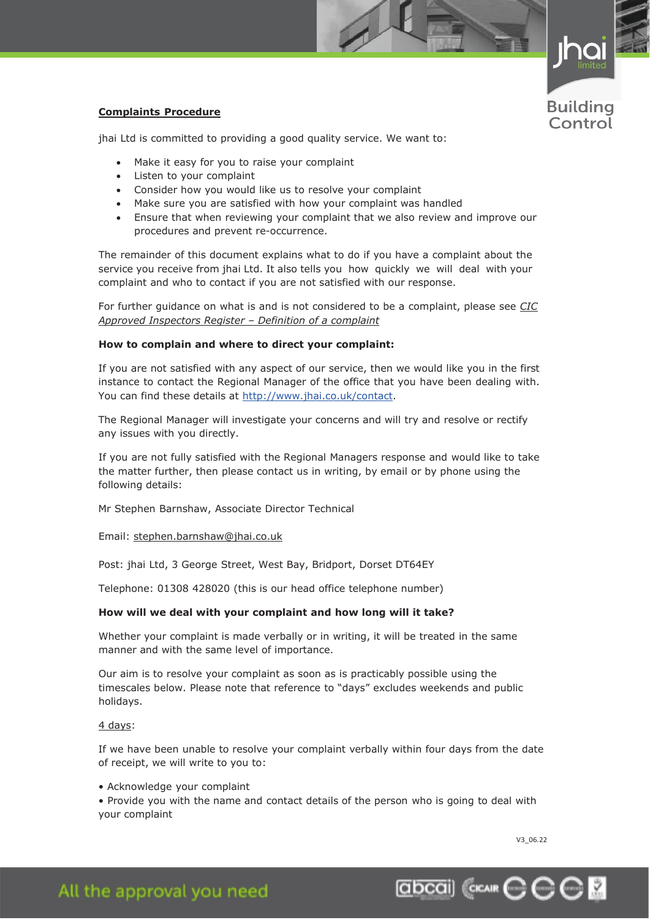## Complaints Procedure

jhai Ltd is committed to providing a good quality service. We want to:

- Make it easy for you to raise your complaint
- Listen to your complaint
- Consider how you would like us to resolve your complaint
- Make sure you are satisfied with how your complaint was handled
- Ensure that when reviewing your complaint that we also review and improve our procedures and prevent re-occurrence.

The remainder of this document explains what to do if you have a complaint about the service you receive from jhai Ltd. It also tells you how quickly we will deal with your complaint and who to contact if you are not satisfied with our response.

For further guidance on what is and is not considered to be a complaint, please see *CIC Approved Inspectors Register – Definition of a complaint*

**How to complain and where to direct your complaint:**

If you are not satisfied with any aspect of our service, then we would like you in the first instance to contact the Regional Manager of the office that you have been dealing with. You can find these details at http://www.jhai.co.uk/contact.

The Regional Manager will investigate your concerns and will try and resolve or rectify any issues with you directly.

If you are not fully satisfied with the Regional Managers response and would like to take the matter further, then please contact us in writing, by email or by phone using the following details:

Mr Stephen Barnshaw, Associate Director Technical

Email: stephen.barnshaw@jhai.co.uk

Post: jhai Ltd, 3 George Street, West Bay, Bridport, Dorset DT64EY

Telephone: 01308 428020 (this is our head office telephone number)

**How will we deal with your complaint and how long will it take?**

Whether your complaint is made verbally or in writing, it will be treated in the same manner and with the same level of importance.

Our aim is to resolve your complaint as soon as is practicably possible using the timescales below. Please note that reference to "days" excludes weekends and public holidays.

4 days:

If we have been unable to resolve your complaint verbally within four days from the date of receipt, we will write to you to:

- Acknowledge your complaint
- Provide you with the name and contact details of the person who is going to deal with your complaint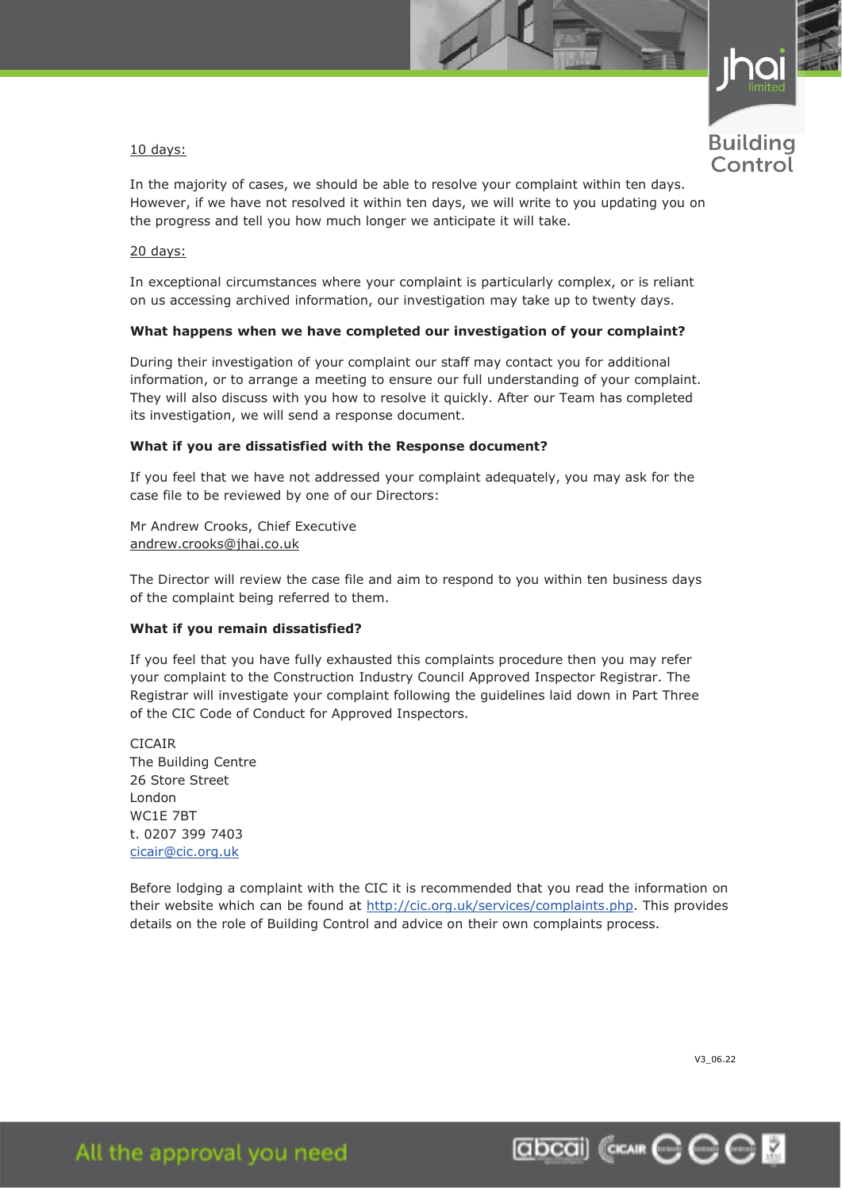10 days:

In the majority of cases, we should be able to resolve your complaint within ten days. However, if we have not resolved it within ten days, we will write to you updating you on the progress and tell you how much longer we anticipate it will take.

20 days:

In exceptional circumstances where your complaint is particularly complex, or is reliant on us accessing archived information, our investigation may take up to twenty days.

**What happens when we have completed our investigation of your complaint?**

During their investigation of your complaint our staff may contact you for additional information, or to arrange a meeting to ensure our full understanding of your complaint. They will also discuss with you how to resolve it quickly. After our Team has completed its investigation, we will send a response document.

**What if you are dissatisfied with the Response document?**

If you feel that we have not addressed your complaint adequately, you may ask for the case file to be reviewed by one of our Directors:

Mr Andrew Crooks, Chief Executive
andrew.crooks@jhai.co.uk

The Director will review the case file and aim to respond to you within ten business days of the complaint being referred to them.

**What if you remain dissatisfied?**

If you feel that you have fully exhausted this complaints procedure then you may refer your complaint to the Construction Industry Council Approved Inspector Registrar. The Registrar will investigate your complaint following the guidelines laid down in Part Three of the CIC Code of Conduct for Approved Inspectors.

CICAIR
The Building Centre
26 Store Street
London
WC1E 7BT
t. 0207 399 7403
cicair@cic.org.uk

Before lodging a complaint with the CIC it is recommended that you read the information on their website which can be found at http://cic.org.uk/services/complaints.php. This provides details on the role of Building Control and advice on their own complaints process.

V3_06.22